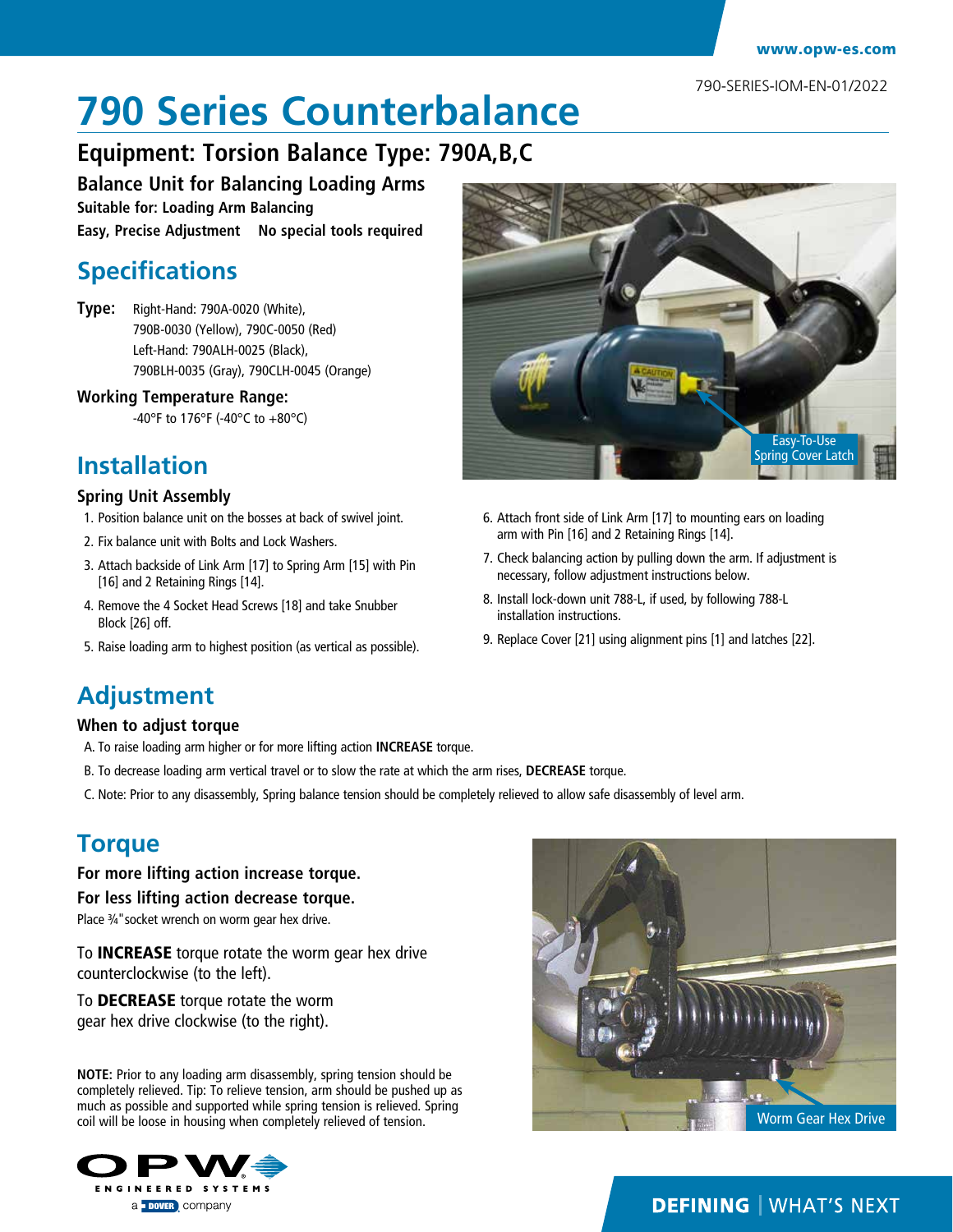www.opw-es.com

790-SERIES-IOM-EN-01/2022

# 790 Series Counterbalance

## Equipment: Torsion Balance Type: 790A,B,C

### Balance Unit for Balancing Loading Arms

**Suitable for: Loading Arm Balancing**

**Easy, Precise Adjustment No special tools required**

## Specifications

**Type:** Right-Hand: 790A-0020 (White), 790B-0030 (Yellow), 790C-0050 (Red)
Left-Hand: 790ALH-0025 (Black), 790BLH-0035 (Gray), 790CLH-0045 (Orange)

**Working Temperature Range:**
-40°F to 176°F (-40°C to +80°C)

Easy-To-Use Spring Cover Latch

## Installation

### Spring Unit Assembly

1. Position balance unit on the bosses at back of swivel joint.
2. Fix balance unit with Bolts and Lock Washers.
3. Attach backside of Link Arm [17] to Spring Arm [15] with Pin [16] and 2 Retaining Rings [14].
4. Remove the 4 Socket Head Screws [18] and take Snubber Block [26] off.
5. Raise loading arm to highest position (as vertical as possible).
6. Attach front side of Link Arm [17] to mounting ears on loading arm with Pin [16] and 2 Retaining Rings [14].
7. Check balancing action by pulling down the arm. If adjustment is necessary, follow adjustment instructions below.
8. Install lock-down unit 788-L, if used, by following 788-L installation instructions.
9. Replace Cover [21] using alignment pins [1] and latches [22].

## Adjustment

### When to adjust torque

A. To raise loading arm higher or for more lifting action **INCREASE** torque.

B. To decrease loading arm vertical travel or to slow the rate at which the arm rises, **DECREASE** torque.

C. Note: Prior to any disassembly, Spring balance tension should be completely relieved to allow safe disassembly of level arm.

## Torque

**For more lifting action increase torque.**

**For less lifting action decrease torque.**

Place ¾"socket wrench on worm gear hex drive.

To **INCREASE** torque rotate the worm gear hex drive counterclockwise (to the left).

To **DECREASE** torque rotate the worm gear hex drive clockwise (to the right).

**NOTE:** Prior to any loading arm disassembly, spring tension should be completely relieved. Tip: To relieve tension, arm should be pushed up as much as possible and supported while spring tension is relieved. Spring coil will be loose in housing when completely relieved of tension.

Worm Gear Hex Drive

OPW ENGINEERED SYSTEMS
a DOVER company

**DEFINING** | WHAT'S NEXT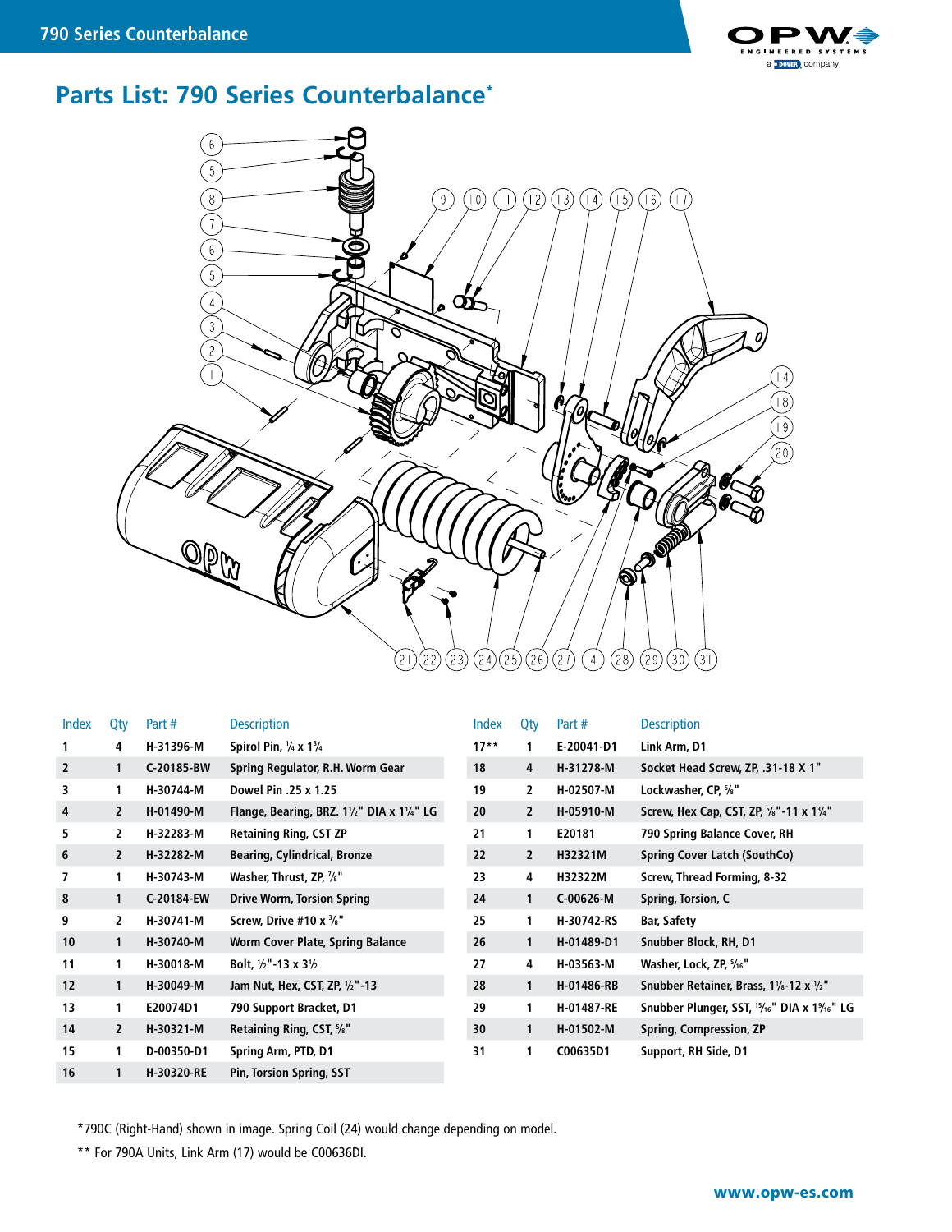# Parts List: 790 Series Counterbalance*

| Index | Qty | Part # | Description |
|---|---|---|---|
| 1 | 4 | H-31396-M | Spirol Pin, ¼ x 1¾ |
| 2 | 1 | C-20185-BW | Spring Regulator, R.H. Worm Gear |
| 3 | 1 | H-30744-M | Dowel Pin .25 x 1.25 |
| 4 | 2 | H-01490-M | Flange, Bearing, BRZ. 1½" DIA x 1¼" LG |
| 5 | 2 | H-32283-M | Retaining Ring, CST ZP |
| 6 | 2 | H-32282-M | Bearing, Cylindrical, Bronze |
| 7 | 1 | H-30743-M | Washer, Thrust, ZP, ⅞" |
| 8 | 1 | C-20184-EW | Drive Worm, Torsion Spring |
| 9 | 2 | H-30741-M | Screw, Drive #10 x ⅜" |
| 10 | 1 | H-30740-M | Worm Cover Plate, Spring Balance |
| 11 | 1 | H-30018-M | Bolt, ½"-13 x 3½ |
| 12 | 1 | H-30049-M | Jam Nut, Hex, CST, ZP, ½"-13 |
| 13 | 1 | E20074D1 | 790 Support Bracket, D1 |
| 14 | 2 | H-30321-M | Retaining Ring, CST, ⅝" |
| 15 | 1 | D-00350-D1 | Spring Arm, PTD, D1 |
| 16 | 1 | H-30320-RE | Pin, Torsion Spring, SST |
| 17** | 1 | E-20041-D1 | Link Arm, D1 |
| 18 | 4 | H-31278-M | Socket Head Screw, ZP, .31-18 X 1" |
| 19 | 2 | H-02507-M | Lockwasher, CP, ⅝" |
| 20 | 2 | H-05910-M | Screw, Hex Cap, CST, ZP, ⅝"-11 x 1¾" |
| 21 | 1 | E20181 | 790 Spring Balance Cover, RH |
| 22 | 2 | H32321M | Spring Cover Latch (SouthCo) |
| 23 | 4 | H32322M | Screw, Thread Forming, 8-32 |
| 24 | 1 | C-00626-M | Spring, Torsion, C |
| 25 | 1 | H-30742-RS | Bar, Safety |
| 26 | 1 | H-01489-D1 | Snubber Block, RH, D1 |
| 27 | 4 | H-03563-M | Washer, Lock, ZP, 5/16" |
| 28 | 1 | H-01486-RB | Snubber Retainer, Brass, 1⅛-12 x ½" |
| 29 | 1 | H-01487-RE | Snubber Plunger, SST, 15/16" DIA x 1 9/16" LG |
| 30 | 1 | H-01502-M | Spring, Compression, ZP |
| 31 | 1 | C00635D1 | Support, RH Side, D1 |

*790C (Right-Hand) shown in image. Spring Coil (24) would change depending on model.

** For 790A Units, Link Arm (17) would be C00636DI.

www.opw-es.com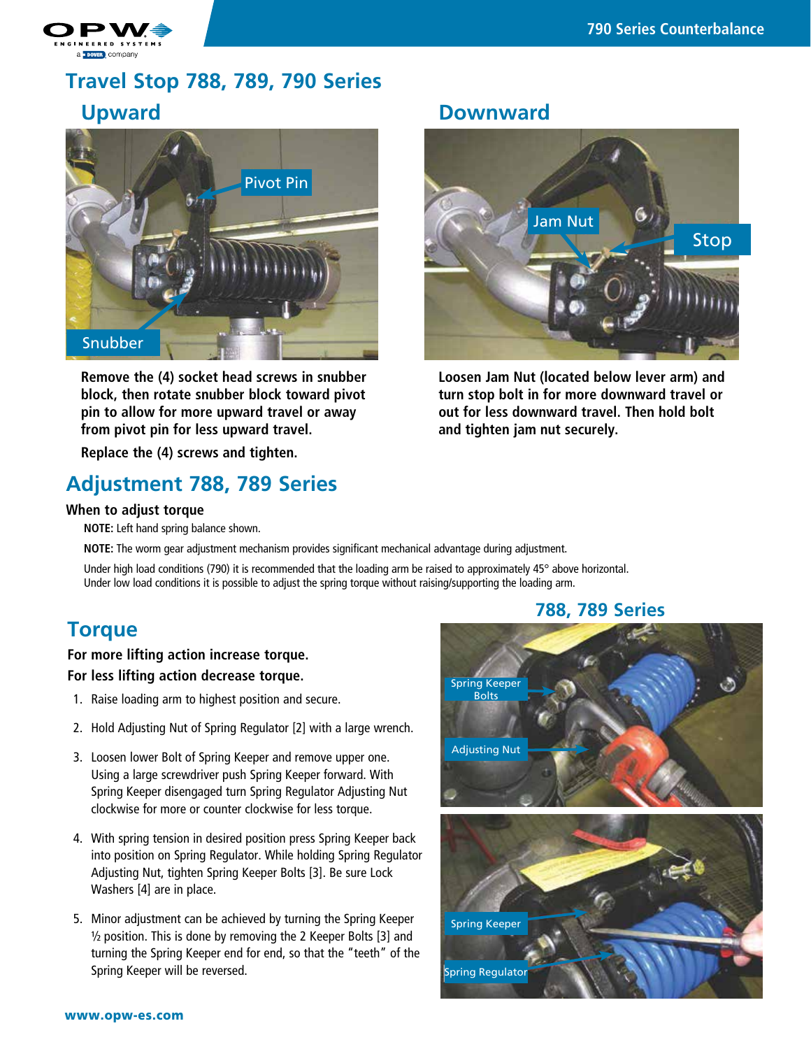# Travel Stop 788, 789, 790 Series

## Upward

Pivot Pin

Snubber

Remove the (4) socket head screws in snubber block, then rotate snubber block toward pivot pin to allow for more upward travel or away from pivot pin for less upward travel.

Replace the (4) screws and tighten.

## Downward

Jam Nut

Stop

Loosen Jam Nut (located below lever arm) and turn stop bolt in for more downward travel or out for less downward travel. Then hold bolt and tighten jam nut securely.

# Adjustment 788, 789 Series

### When to adjust torque

**NOTE:** Left hand spring balance shown.

**NOTE:** The worm gear adjustment mechanism provides significant mechanical advantage during adjustment.

Under high load conditions (790) it is recommended that the loading arm be raised to approximately 45° above horizontal. Under low load conditions it is possible to adjust the spring torque without raising/supporting the loading arm.

## Torque

**For more lifting action increase torque.**
**For less lifting action decrease torque.**

1. Raise loading arm to highest position and secure.
2. Hold Adjusting Nut of Spring Regulator [2] with a large wrench.
3. Loosen lower Bolt of Spring Keeper and remove upper one. Using a large screwdriver push Spring Keeper forward. With Spring Keeper disengaged turn Spring Regulator Adjusting Nut clockwise for more or counter clockwise for less torque.
4. With spring tension in desired position press Spring Keeper back into position on Spring Regulator. While holding Spring Regulator Adjusting Nut, tighten Spring Keeper Bolts [3]. Be sure Lock Washers [4] are in place.
5. Minor adjustment can be achieved by turning the Spring Keeper ½ position. This is done by removing the 2 Keeper Bolts [3] and turning the Spring Keeper end for end, so that the "teeth" of the Spring Keeper will be reversed.

## 788, 789 Series

Spring Keeper Bolts

Adjusting Nut

Spring Keeper

Spring Regulator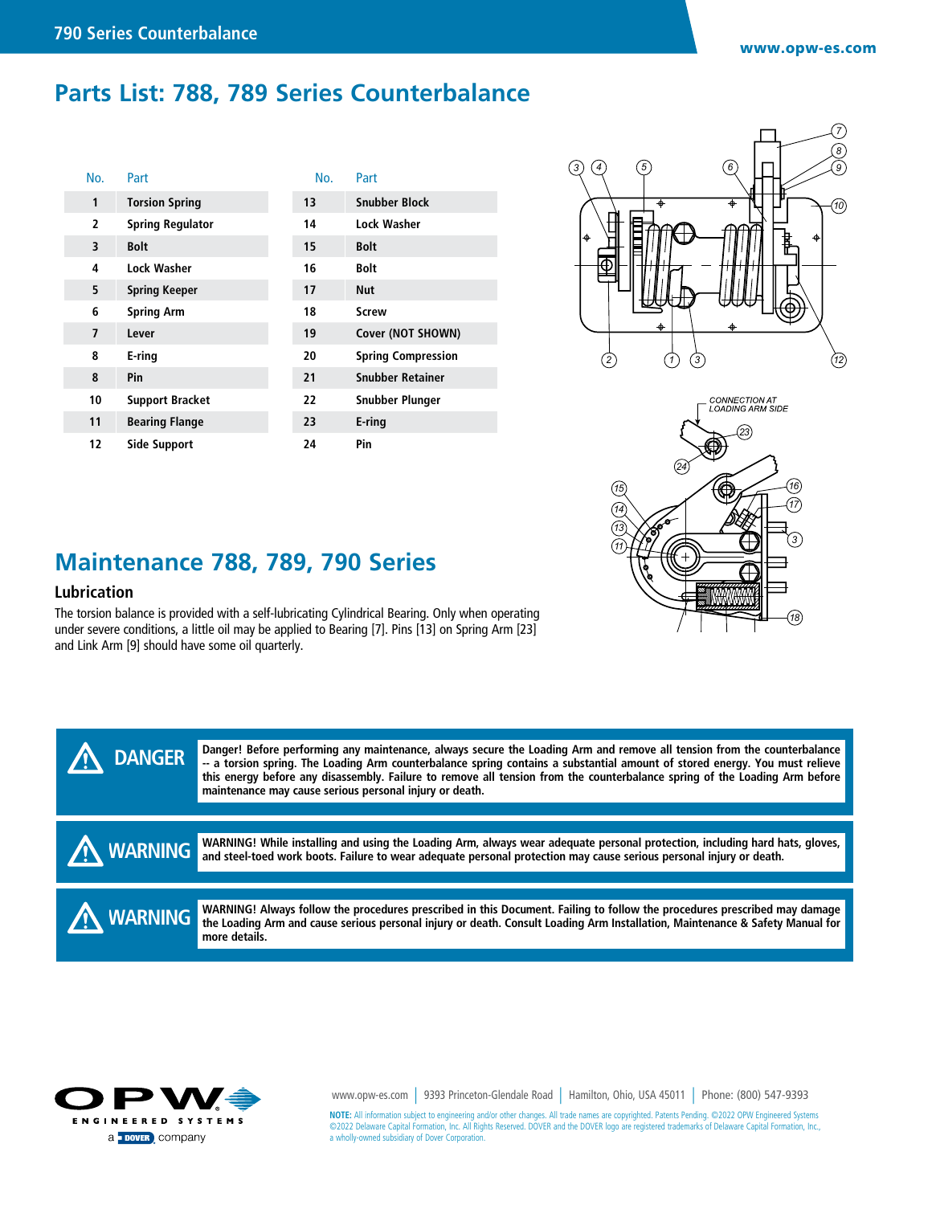## Parts List: 788, 789 Series Counterbalance

| No. | Part | No. | Part |
|---|---|---|---|
| 1 | Torsion Spring | 13 | Snubber Block |
| 2 | Spring Regulator | 14 | Lock Washer |
| 3 | Bolt | 15 | Bolt |
| 4 | Lock Washer | 16 | Bolt |
| 5 | Spring Keeper | 17 | Nut |
| 6 | Spring Arm | 18 | Screw |
| 7 | Lever | 19 | Cover (NOT SHOWN) |
| 8 | E-ring | 20 | Spring Compression |
| 8 | Pin | 21 | Snubber Retainer |
| 10 | Support Bracket | 22 | Snubber Plunger |
| 11 | Bearing Flange | 23 | E-ring |
| 12 | Side Support | 24 | Pin |

CONNECTION AT LOADING ARM SIDE

## Maintenance 788, 789, 790 Series

### Lubrication

The torsion balance is provided with a self-lubricating Cylindrical Bearing. Only when operating under severe conditions, a little oil may be applied to Bearing [7]. Pins [13] on Spring Arm [23] and Link Arm [9] should have some oil quarterly.

**DANGER** — **Danger! Before performing any maintenance, always secure the Loading Arm and remove all tension from the counterbalance -- a torsion spring. The Loading Arm counterbalance spring contains a substantial amount of stored energy. You must relieve this energy before any disassembly. Failure to remove all tension from the counterbalance spring of the Loading Arm before maintenance may cause serious personal injury or death.**

**WARNING** — **WARNING! While installing and using the Loading Arm, always wear adequate personal protection, including hard hats, gloves, and steel-toed work boots. Failure to wear adequate personal protection may cause serious personal injury or death.**

**WARNING** — **WARNING! Always follow the procedures prescribed in this Document. Failing to follow the procedures prescribed may damage the Loading Arm and cause serious personal injury or death. Consult Loading Arm Installation, Maintenance & Safety Manual for more details.**

OPW ENGINEERED SYSTEMS — a DOVER company

www.opw-es.com | 9393 Princeton-Glendale Road | Hamilton, Ohio, USA 45011 | Phone: (800) 547-9393

NOTE: All information subject to engineering and/or other changes. All trade names are copyrighted. Patents Pending. ©2022 OPW Engineered Systems ©2022 Delaware Capital Formation, Inc. All Rights Reserved. DOVER and the DOVER logo are registered trademarks of Delaware Capital Formation, Inc., a wholly-owned subsidiary of Dover Corporation.